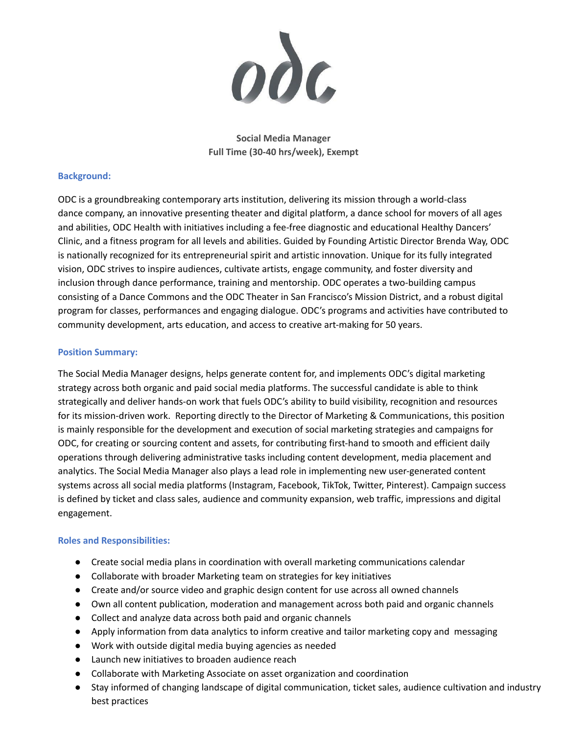**Social Media Manager**
**Full Time (30-40 hrs/week), Exempt**

## Background:

ODC is a groundbreaking contemporary arts institution, delivering its mission through a world-class dance company, an innovative presenting theater and digital platform, a dance school for movers of all ages and abilities, ODC Health with initiatives including a fee-free diagnostic and educational Healthy Dancers' Clinic, and a fitness program for all levels and abilities. Guided by Founding Artistic Director Brenda Way, ODC is nationally recognized for its entrepreneurial spirit and artistic innovation. Unique for its fully integrated vision, ODC strives to inspire audiences, cultivate artists, engage community, and foster diversity and inclusion through dance performance, training and mentorship. ODC operates a two-building campus consisting of a Dance Commons and the ODC Theater in San Francisco's Mission District, and a robust digital program for classes, performances and engaging dialogue. ODC's programs and activities have contributed to community development, arts education, and access to creative art-making for 50 years.

## Position Summary:

The Social Media Manager designs, helps generate content for, and implements ODC's digital marketing strategy across both organic and paid social media platforms. The successful candidate is able to think strategically and deliver hands-on work that fuels ODC's ability to build visibility, recognition and resources for its mission-driven work. Reporting directly to the Director of Marketing & Communications, this position is mainly responsible for the development and execution of social marketing strategies and campaigns for ODC, for creating or sourcing content and assets, for contributing first-hand to smooth and efficient daily operations through delivering administrative tasks including content development, media placement and analytics. The Social Media Manager also plays a lead role in implementing new user-generated content systems across all social media platforms (Instagram, Facebook, TikTok, Twitter, Pinterest). Campaign success is defined by ticket and class sales, audience and community expansion, web traffic, impressions and digital engagement.

## Roles and Responsibilities:

- Create social media plans in coordination with overall marketing communications calendar
- Collaborate with broader Marketing team on strategies for key initiatives
- Create and/or source video and graphic design content for use across all owned channels
- Own all content publication, moderation and management across both paid and organic channels
- Collect and analyze data across both paid and organic channels
- Apply information from data analytics to inform creative and tailor marketing copy and messaging
- Work with outside digital media buying agencies as needed
- Launch new initiatives to broaden audience reach
- Collaborate with Marketing Associate on asset organization and coordination
- Stay informed of changing landscape of digital communication, ticket sales, audience cultivation and industry best practices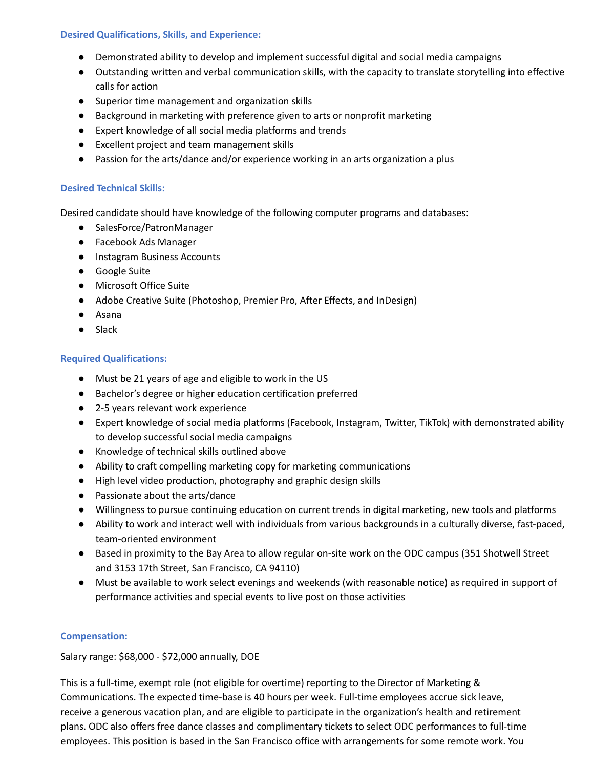### Desired Qualifications, Skills, and Experience:

- Demonstrated ability to develop and implement successful digital and social media campaigns
- Outstanding written and verbal communication skills, with the capacity to translate storytelling into effective calls for action
- Superior time management and organization skills
- Background in marketing with preference given to arts or nonprofit marketing
- Expert knowledge of all social media platforms and trends
- Excellent project and team management skills
- Passion for the arts/dance and/or experience working in an arts organization a plus

### Desired Technical Skills:

Desired candidate should have knowledge of the following computer programs and databases:

- SalesForce/PatronManager
- Facebook Ads Manager
- Instagram Business Accounts
- Google Suite
- Microsoft Office Suite
- Adobe Creative Suite (Photoshop, Premier Pro, After Effects, and InDesign)
- Asana
- Slack

### Required Qualifications:

- Must be 21 years of age and eligible to work in the US
- Bachelor's degree or higher education certification preferred
- 2-5 years relevant work experience
- Expert knowledge of social media platforms (Facebook, Instagram, Twitter, TikTok) with demonstrated ability to develop successful social media campaigns
- Knowledge of technical skills outlined above
- Ability to craft compelling marketing copy for marketing communications
- High level video production, photography and graphic design skills
- Passionate about the arts/dance
- Willingness to pursue continuing education on current trends in digital marketing, new tools and platforms
- Ability to work and interact well with individuals from various backgrounds in a culturally diverse, fast-paced, team-oriented environment
- Based in proximity to the Bay Area to allow regular on-site work on the ODC campus (351 Shotwell Street and 3153 17th Street, San Francisco, CA 94110)
- Must be available to work select evenings and weekends (with reasonable notice) as required in support of performance activities and special events to live post on those activities

### Compensation:

Salary range: $68,000 - $72,000 annually, DOE

This is a full-time, exempt role (not eligible for overtime) reporting to the Director of Marketing & Communications. The expected time-base is 40 hours per week. Full-time employees accrue sick leave, receive a generous vacation plan, and are eligible to participate in the organization's health and retirement plans. ODC also offers free dance classes and complimentary tickets to select ODC performances to full-time employees. This position is based in the San Francisco office with arrangements for some remote work. You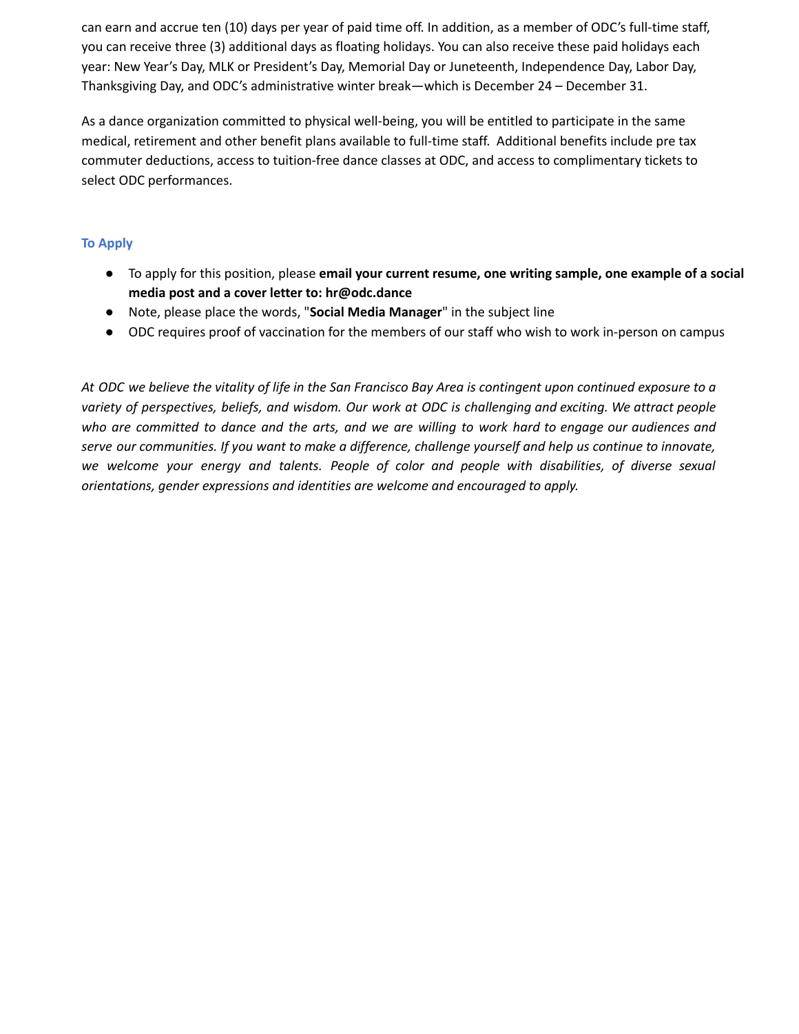can earn and accrue ten (10) days per year of paid time off. In addition, as a member of ODC's full-time staff, you can receive three (3) additional days as floating holidays. You can also receive these paid holidays each year: New Year's Day, MLK or President's Day, Memorial Day or Juneteenth, Independence Day, Labor Day, Thanksgiving Day, and ODC's administrative winter break—which is December 24 – December 31.

As a dance organization committed to physical well-being, you will be entitled to participate in the same medical, retirement and other benefit plans available to full-time staff. Additional benefits include pre tax commuter deductions, access to tuition-free dance classes at ODC, and access to complimentary tickets to select ODC performances.

### To Apply

- To apply for this position, please **email your current resume, one writing sample, one example of a social media post and a cover letter to: hr@odc.dance**
- Note, please place the words, "**Social Media Manager**" in the subject line
- ODC requires proof of vaccination for the members of our staff who wish to work in-person on campus

*At ODC we believe the vitality of life in the San Francisco Bay Area is contingent upon continued exposure to a variety of perspectives, beliefs, and wisdom. Our work at ODC is challenging and exciting. We attract people who are committed to dance and the arts, and we are willing to work hard to engage our audiences and serve our communities. If you want to make a difference, challenge yourself and help us continue to innovate, we welcome your energy and talents. People of color and people with disabilities, of diverse sexual orientations, gender expressions and identities are welcome and encouraged to apply.*